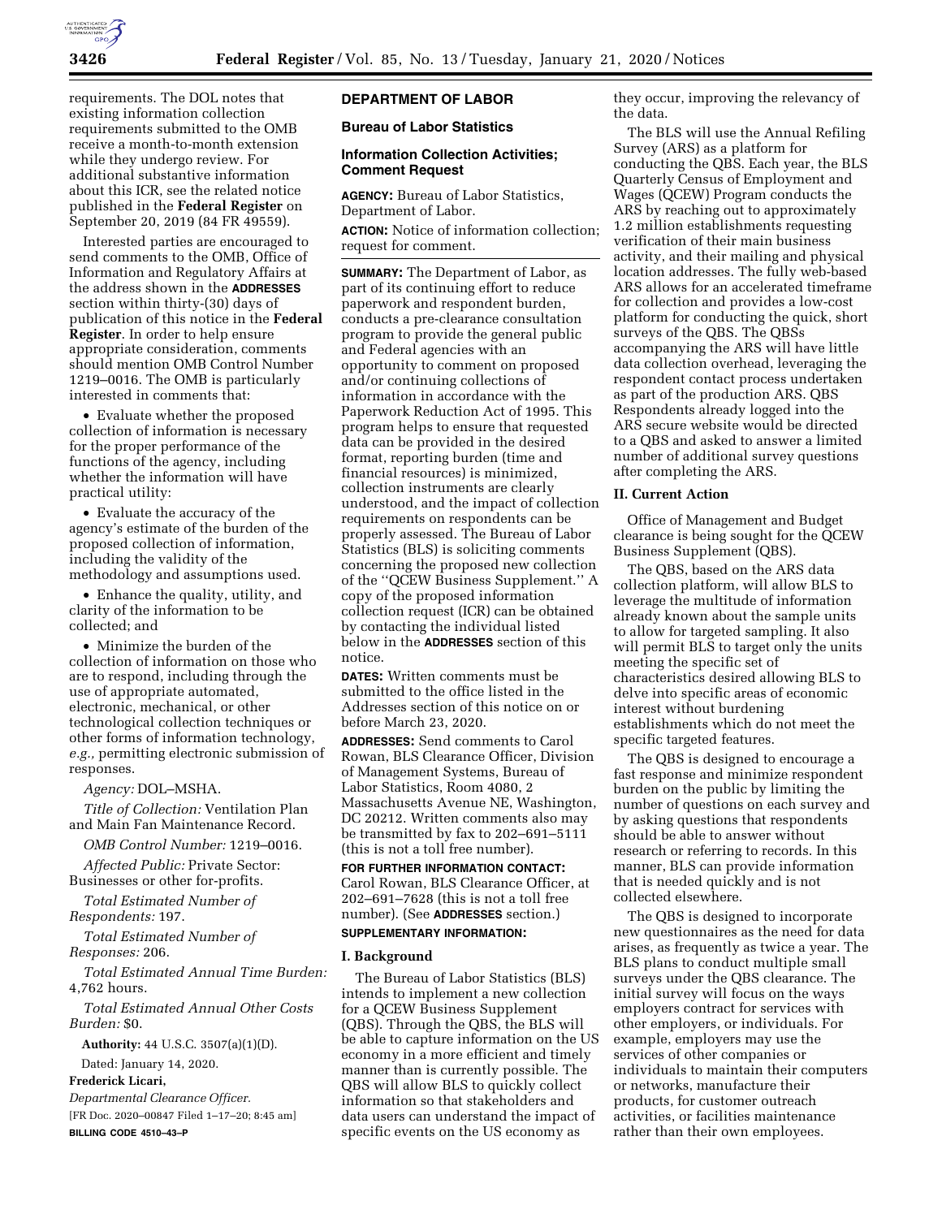requirements. The DOL notes that existing information collection requirements submitted to the OMB receive a month-to-month extension while they undergo review. For additional substantive information about this ICR, see the related notice published in the **Federal Register** on September 20, 2019 (84 FR 49559).

Interested parties are encouraged to send comments to the OMB, Office of Information and Regulatory Affairs at the address shown in the **ADDRESSES** section within thirty-(30) days of publication of this notice in the **Federal Register**. In order to help ensure appropriate consideration, comments should mention OMB Control Number 1219–0016. The OMB is particularly interested in comments that:

- Evaluate whether the proposed collection of information is necessary for the proper performance of the functions of the agency, including whether the information will have practical utility:
- Evaluate the accuracy of the agency's estimate of the burden of the proposed collection of information, including the validity of the methodology and assumptions used.
- Enhance the quality, utility, and clarity of the information to be collected; and
- Minimize the burden of the collection of information on those who are to respond, including through the use of appropriate automated, electronic, mechanical, or other technological collection techniques or other forms of information technology, *e.g.,* permitting electronic submission of responses.

*Agency:* DOL–MSHA.

*Title of Collection:* Ventilation Plan and Main Fan Maintenance Record.

*OMB Control Number:* 1219–0016.

*Affected Public:* Private Sector: Businesses or other for-profits.

*Total Estimated Number of Respondents:* 197.

*Total Estimated Number of Responses:* 206.

*Total Estimated Annual Time Burden:* 4,762 hours.

*Total Estimated Annual Other Costs Burden:* $0.

**Authority:** 44 U.S.C. 3507(a)(1)(D).

Dated: January 14, 2020.

**Frederick Licari,**

*Departmental Clearance Officer.*

[FR Doc. 2020–00847 Filed 1–17–20; 8:45 am]

**BILLING CODE 4510–43–P**

## DEPARTMENT OF LABOR

### Bureau of Labor Statistics

### Information Collection Activities; Comment Request

**AGENCY:** Bureau of Labor Statistics, Department of Labor.

**ACTION:** Notice of information collection; request for comment.

**SUMMARY:** The Department of Labor, as part of its continuing effort to reduce paperwork and respondent burden, conducts a pre-clearance consultation program to provide the general public and Federal agencies with an opportunity to comment on proposed and/or continuing collections of information in accordance with the Paperwork Reduction Act of 1995. This program helps to ensure that requested data can be provided in the desired format, reporting burden (time and financial resources) is minimized, collection instruments are clearly understood, and the impact of collection requirements on respondents can be properly assessed. The Bureau of Labor Statistics (BLS) is soliciting comments concerning the proposed new collection of the ''QCEW Business Supplement.'' A copy of the proposed information collection request (ICR) can be obtained by contacting the individual listed below in the **ADDRESSES** section of this notice.

**DATES:** Written comments must be submitted to the office listed in the Addresses section of this notice on or before March 23, 2020.

**ADDRESSES:** Send comments to Carol Rowan, BLS Clearance Officer, Division of Management Systems, Bureau of Labor Statistics, Room 4080, 2 Massachusetts Avenue NE, Washington, DC 20212. Written comments also may be transmitted by fax to 202–691–5111 (this is not a toll free number).

**FOR FURTHER INFORMATION CONTACT:** Carol Rowan, BLS Clearance Officer, at 202–691–7628 (this is not a toll free number). (See **ADDRESSES** section.)

**SUPPLEMENTARY INFORMATION:**

#### I. Background

The Bureau of Labor Statistics (BLS) intends to implement a new collection for a QCEW Business Supplement (QBS). Through the QBS, the BLS will be able to capture information on the US economy in a more efficient and timely manner than is currently possible. The QBS will allow BLS to quickly collect information so that stakeholders and data users can understand the impact of specific events on the US economy as they occur, improving the relevancy of the data.

The BLS will use the Annual Refiling Survey (ARS) as a platform for conducting the QBS. Each year, the BLS Quarterly Census of Employment and Wages (QCEW) Program conducts the ARS by reaching out to approximately 1.2 million establishments requesting verification of their main business activity, and their mailing and physical location addresses. The fully web-based ARS allows for an accelerated timeframe for collection and provides a low-cost platform for conducting the quick, short surveys of the QBS. The QBSs accompanying the ARS will have little data collection overhead, leveraging the respondent contact process undertaken as part of the production ARS. QBS Respondents already logged into the ARS secure website would be directed to a QBS and asked to answer a limited number of additional survey questions after completing the ARS.

#### II. Current Action

Office of Management and Budget clearance is being sought for the QCEW Business Supplement (QBS).

The QBS, based on the ARS data collection platform, will allow BLS to leverage the multitude of information already known about the sample units to allow for targeted sampling. It also will permit BLS to target only the units meeting the specific set of characteristics desired allowing BLS to delve into specific areas of economic interest without burdening establishments which do not meet the specific targeted features.

The QBS is designed to encourage a fast response and minimize respondent burden on the public by limiting the number of questions on each survey and by asking questions that respondents should be able to answer without research or referring to records. In this manner, BLS can provide information that is needed quickly and is not collected elsewhere.

The QBS is designed to incorporate new questionnaires as the need for data arises, as frequently as twice a year. The BLS plans to conduct multiple small surveys under the QBS clearance. The initial survey will focus on the ways employers contract for services with other employers, or individuals. For example, employers may use the services of other companies or individuals to maintain their computers or networks, manufacture their products, for customer outreach activities, or facilities maintenance rather than their own employees.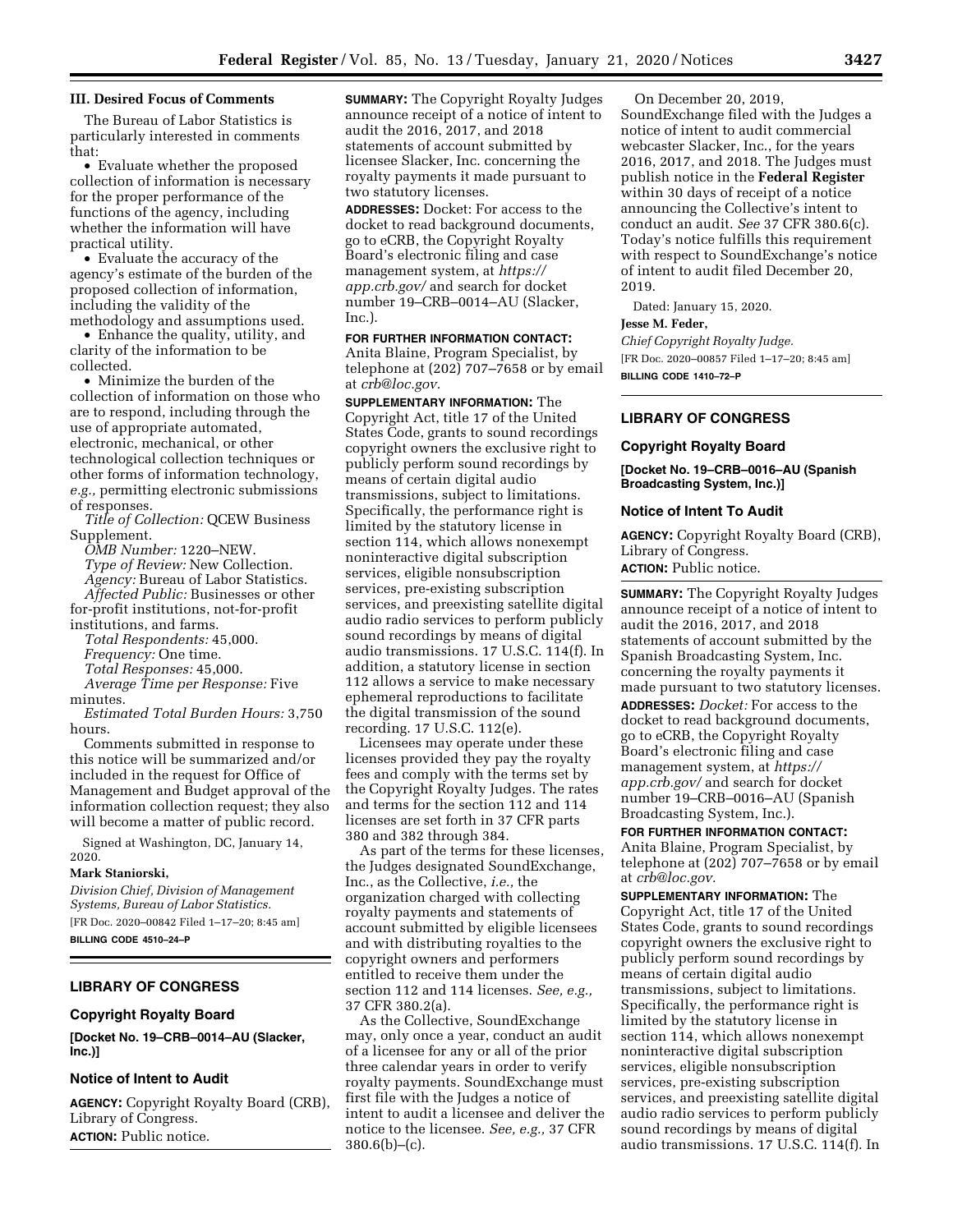### III. Desired Focus of Comments

The Bureau of Labor Statistics is particularly interested in comments that:

- Evaluate whether the proposed collection of information is necessary for the proper performance of the functions of the agency, including whether the information will have practical utility.
- Evaluate the accuracy of the agency's estimate of the burden of the proposed collection of information, including the validity of the methodology and assumptions used.
- Enhance the quality, utility, and clarity of the information to be collected.
- Minimize the burden of the collection of information on those who are to respond, including through the use of appropriate automated, electronic, mechanical, or other technological collection techniques or other forms of information technology, *e.g.,* permitting electronic submissions of responses.

*Title of Collection:* QCEW Business Supplement.

*OMB Number:* 1220–NEW.

*Type of Review:* New Collection.

*Agency:* Bureau of Labor Statistics.

*Affected Public:* Businesses or other for-profit institutions, not-for-profit institutions, and farms.

*Total Respondents:* 45,000.

*Frequency:* One time.

*Total Responses:* 45,000.

*Average Time per Response:* Five minutes.

*Estimated Total Burden Hours:* 3,750 hours.

Comments submitted in response to this notice will be summarized and/or included in the request for Office of Management and Budget approval of the information collection request; they also will become a matter of public record.

Signed at Washington, DC, January 14, 2020.

**Mark Staniorski,**

*Division Chief, Division of Management Systems, Bureau of Labor Statistics.*

[FR Doc. 2020–00842 Filed 1–17–20; 8:45 am]

**BILLING CODE 4510–24–P**

## LIBRARY OF CONGRESS

### Copyright Royalty Board

**[Docket No. 19–CRB–0014–AU (Slacker, Inc.)]**

### Notice of Intent to Audit

**AGENCY:** Copyright Royalty Board (CRB), Library of Congress.

**ACTION:** Public notice.

**SUMMARY:** The Copyright Royalty Judges announce receipt of a notice of intent to audit the 2016, 2017, and 2018 statements of account submitted by licensee Slacker, Inc. concerning the royalty payments it made pursuant to two statutory licenses.

**ADDRESSES:** Docket: For access to the docket to read background documents, go to eCRB, the Copyright Royalty Board's electronic filing and case management system, at *https://app.crb.gov/* and search for docket number 19–CRB–0014–AU (Slacker, Inc.).

**FOR FURTHER INFORMATION CONTACT:** Anita Blaine, Program Specialist, by telephone at (202) 707–7658 or by email at *crb@loc.gov.*

**SUPPLEMENTARY INFORMATION:** The Copyright Act, title 17 of the United States Code, grants to sound recordings copyright owners the exclusive right to publicly perform sound recordings by means of certain digital audio transmissions, subject to limitations. Specifically, the performance right is limited by the statutory license in section 114, which allows nonexempt noninteractive digital subscription services, eligible nonsubscription services, pre-existing subscription services, and preexisting satellite digital audio radio services to perform publicly sound recordings by means of digital audio transmissions. 17 U.S.C. 114(f). In addition, a statutory license in section 112 allows a service to make necessary ephemeral reproductions to facilitate the digital transmission of the sound recording. 17 U.S.C. 112(e).

Licensees may operate under these licenses provided they pay the royalty fees and comply with the terms set by the Copyright Royalty Judges. The rates and terms for the section 112 and 114 licenses are set forth in 37 CFR parts 380 and 382 through 384.

As part of the terms for these licenses, the Judges designated SoundExchange, Inc., as the Collective, *i.e.,* the organization charged with collecting royalty payments and statements of account submitted by eligible licensees and with distributing royalties to the copyright owners and performers entitled to receive them under the section 112 and 114 licenses. *See, e.g.,* 37 CFR 380.2(a).

As the Collective, SoundExchange may, only once a year, conduct an audit of a licensee for any or all of the prior three calendar years in order to verify royalty payments. SoundExchange must first file with the Judges a notice of intent to audit a licensee and deliver the notice to the licensee. *See, e.g.,* 37 CFR 380.6(b)–(c).

On December 20, 2019, SoundExchange filed with the Judges a notice of intent to audit commercial webcaster Slacker, Inc., for the years 2016, 2017, and 2018. The Judges must publish notice in the **Federal Register** within 30 days of receipt of a notice announcing the Collective's intent to conduct an audit. *See* 37 CFR 380.6(c). Today's notice fulfills this requirement with respect to SoundExchange's notice of intent to audit filed December 20, 2019.

Dated: January 15, 2020.

**Jesse M. Feder,**

*Chief Copyright Royalty Judge.*

[FR Doc. 2020–00857 Filed 1–17–20; 8:45 am]

**BILLING CODE 1410–72–P**

## LIBRARY OF CONGRESS

### Copyright Royalty Board

**[Docket No. 19–CRB–0016–AU (Spanish Broadcasting System, Inc.)]**

### Notice of Intent To Audit

**AGENCY:** Copyright Royalty Board (CRB), Library of Congress.

**ACTION:** Public notice.

**SUMMARY:** The Copyright Royalty Judges announce receipt of a notice of intent to audit the 2016, 2017, and 2018 statements of account submitted by the Spanish Broadcasting System, Inc. concerning the royalty payments it made pursuant to two statutory licenses.

**ADDRESSES:** *Docket:* For access to the docket to read background documents, go to eCRB, the Copyright Royalty Board's electronic filing and case management system, at *https://app.crb.gov/* and search for docket number 19–CRB–0016–AU (Spanish Broadcasting System, Inc.).

**FOR FURTHER INFORMATION CONTACT:** Anita Blaine, Program Specialist, by telephone at (202) 707–7658 or by email at *crb@loc.gov.*

**SUPPLEMENTARY INFORMATION:** The Copyright Act, title 17 of the United States Code, grants to sound recordings copyright owners the exclusive right to publicly perform sound recordings by means of certain digital audio transmissions, subject to limitations. Specifically, the performance right is limited by the statutory license in section 114, which allows nonexempt noninteractive digital subscription services, eligible nonsubscription services, pre-existing subscription services, and preexisting satellite digital audio radio services to perform publicly sound recordings by means of digital audio transmissions. 17 U.S.C. 114(f). In